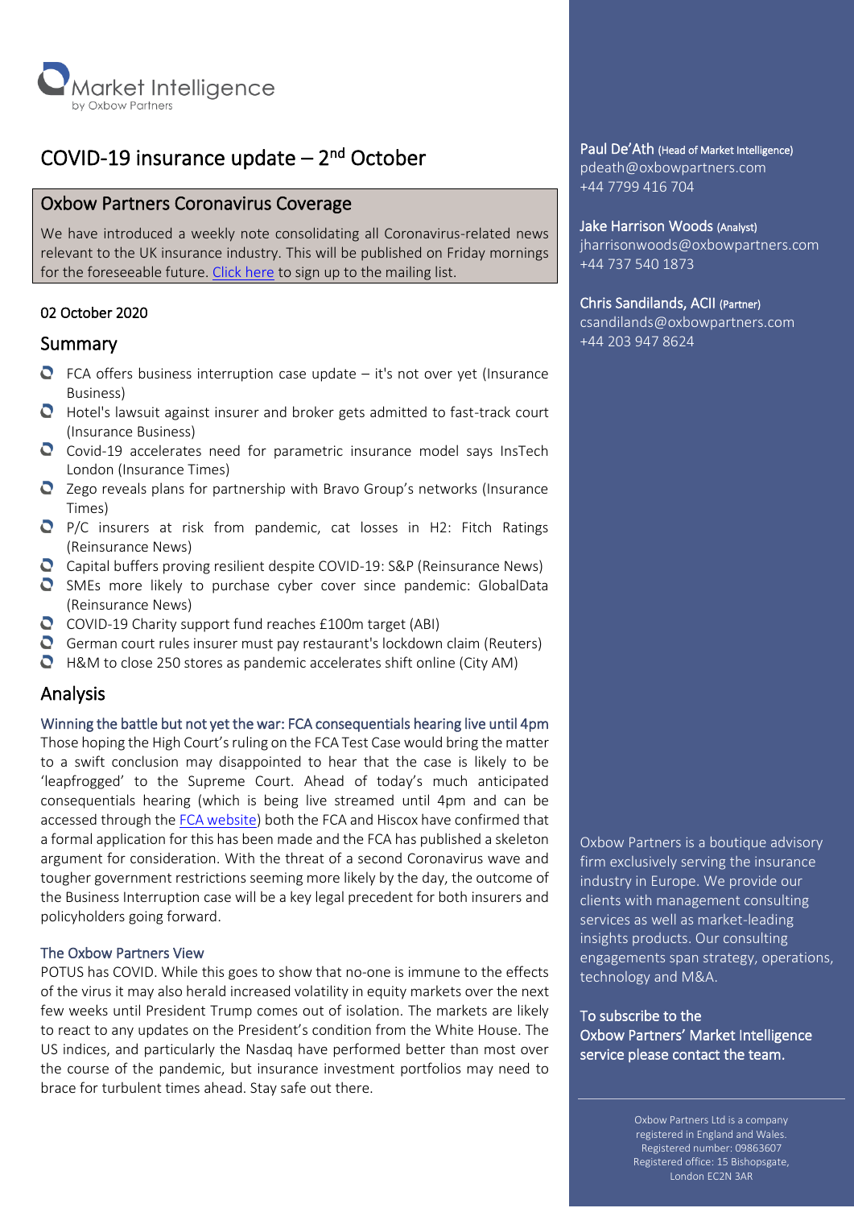Market Intelligence
by Oxbow Partners

# COVID-19 insurance update – 2nd October

## Oxbow Partners Coronavirus Coverage

We have introduced a weekly note consolidating all Coronavirus-related news relevant to the UK insurance industry. This will be published on Friday mornings for the foreseeable future. [Click here](#) to sign up to the mailing list.

02 October 2020

## Summary

- FCA offers business interruption case update – it's not over yet (Insurance Business)
- Hotel's lawsuit against insurer and broker gets admitted to fast-track court (Insurance Business)
- Covid-19 accelerates need for parametric insurance model says InsTech London (Insurance Times)
- Zego reveals plans for partnership with Bravo Group's networks (Insurance Times)
- P/C insurers at risk from pandemic, cat losses in H2: Fitch Ratings (Reinsurance News)
- Capital buffers proving resilient despite COVID-19: S&P (Reinsurance News)
- SMEs more likely to purchase cyber cover since pandemic: GlobalData (Reinsurance News)
- COVID-19 Charity support fund reaches £100m target (ABI)
- German court rules insurer must pay restaurant's lockdown claim (Reuters)
- H&M to close 250 stores as pandemic accelerates shift online (City AM)

## Analysis

### Winning the battle but not yet the war: FCA consequentials hearing live until 4pm

Those hoping the High Court's ruling on the FCA Test Case would bring the matter to a swift conclusion may disappointed to hear that the case is likely to be 'leapfrogged' to the Supreme Court. Ahead of today's much anticipated consequentials hearing (which is being live streamed until 4pm and can be accessed through the [FCA website](#)) both the FCA and Hiscox have confirmed that a formal application for this has been made and the FCA has published a skeleton argument for consideration. With the threat of a second Coronavirus wave and tougher government restrictions seeming more likely by the day, the outcome of the Business Interruption case will be a key legal precedent for both insurers and policyholders going forward.

### The Oxbow Partners View

POTUS has COVID. While this goes to show that no-one is immune to the effects of the virus it may also herald increased volatility in equity markets over the next few weeks until President Trump comes out of isolation. The markets are likely to react to any updates on the President's condition from the White House. The US indices, and particularly the Nasdaq have performed better than most over the course of the pandemic, but insurance investment portfolios may need to brace for turbulent times ahead. Stay safe out there.

---

**Paul De'Ath** (Head of Market Intelligence)
pdeath@oxbowpartners.com
+44 7799 416 704

**Jake Harrison Woods** (Analyst)
jharrisonwoods@oxbowpartners.com
+44 737 540 1873

**Chris Sandilands, ACII** (Partner)
csandilands@oxbowpartners.com
+44 203 947 8624

Oxbow Partners is a boutique advisory firm exclusively serving the insurance industry in Europe. We provide our clients with management consulting services as well as market-leading insights products. Our consulting engagements span strategy, operations, technology and M&A.

**To subscribe to the Oxbow Partners' Market Intelligence service please contact the team.**

Oxbow Partners Ltd is a company registered in England and Wales. Registered number: 09863607 Registered office: 15 Bishopsgate, London EC2N 3AR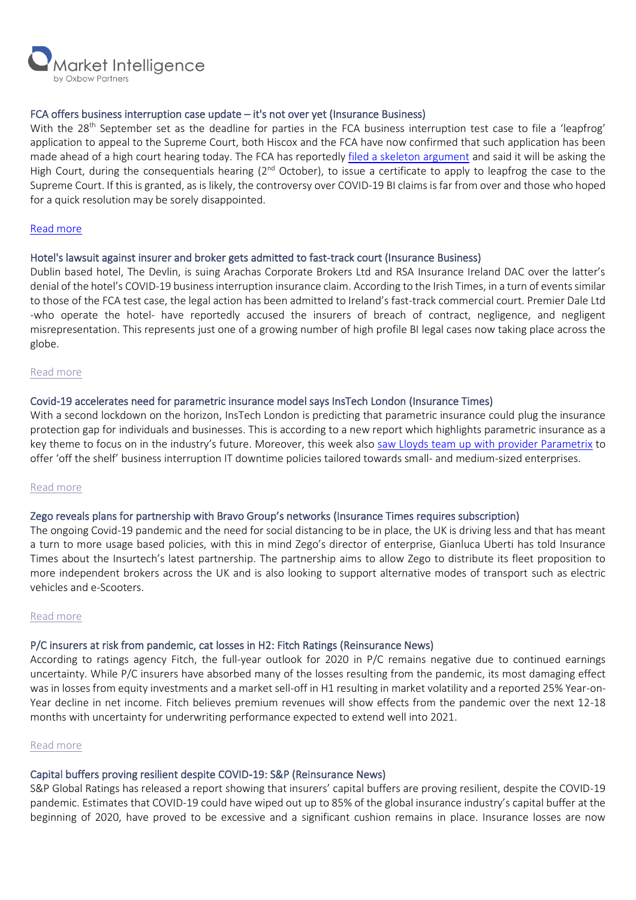### FCA offers business interruption case update – it's not over yet (Insurance Business)

With the 28th September set as the deadline for parties in the FCA business interruption test case to file a 'leapfrog' application to appeal to the Supreme Court, both Hiscox and the FCA have now confirmed that such application has been made ahead of a high court hearing today. The FCA has reportedly filed a skeleton argument and said it will be asking the High Court, during the consequentials hearing (2nd October), to issue a certificate to apply to leapfrog the case to the Supreme Court. If this is granted, as is likely, the controversy over COVID-19 BI claims is far from over and those who hoped for a quick resolution may be sorely disappointed.

Read more

### Hotel's lawsuit against insurer and broker gets admitted to fast-track court (Insurance Business)

Dublin based hotel, The Devlin, is suing Arachas Corporate Brokers Ltd and RSA Insurance Ireland DAC over the latter's denial of the hotel's COVID-19 business interruption insurance claim. According to the Irish Times, in a turn of events similar to those of the FCA test case, the legal action has been admitted to Ireland's fast-track commercial court. Premier Dale Ltd -who operate the hotel- have reportedly accused the insurers of breach of contract, negligence, and negligent misrepresentation. This represents just one of a growing number of high profile BI legal cases now taking place across the globe.

Read more

### Covid-19 accelerates need for parametric insurance model says InsTech London (Insurance Times)

With a second lockdown on the horizon, InsTech London is predicting that parametric insurance could plug the insurance protection gap for individuals and businesses. This is according to a new report which highlights parametric insurance as a key theme to focus on in the industry's future. Moreover, this week also saw Lloyds team up with provider Parametrix to offer 'off the shelf' business interruption IT downtime policies tailored towards small- and medium-sized enterprises.

Read more

### Zego reveals plans for partnership with Bravo Group's networks (Insurance Times requires subscription)

The ongoing Covid-19 pandemic and the need for social distancing to be in place, the UK is driving less and that has meant a turn to more usage based policies, with this in mind Zego's director of enterprise, Gianluca Uberti has told Insurance Times about the Insurtech's latest partnership. The partnership aims to allow Zego to distribute its fleet proposition to more independent brokers across the UK and is also looking to support alternative modes of transport such as electric vehicles and e-Scooters.

Read more

### P/C insurers at risk from pandemic, cat losses in H2: Fitch Ratings (Reinsurance News)

According to ratings agency Fitch, the full-year outlook for 2020 in P/C remains negative due to continued earnings uncertainty. While P/C insurers have absorbed many of the losses resulting from the pandemic, its most damaging effect was in losses from equity investments and a market sell-off in H1 resulting in market volatility and a reported 25% Year-on-Year decline in net income. Fitch believes premium revenues will show effects from the pandemic over the next 12-18 months with uncertainty for underwriting performance expected to extend well into 2021.

Read more

### Capital buffers proving resilient despite COVID-19: S&P (Reinsurance News)

S&P Global Ratings has released a report showing that insurers' capital buffers are proving resilient, despite the COVID-19 pandemic. Estimates that COVID-19 could have wiped out up to 85% of the global insurance industry's capital buffer at the beginning of 2020, have proved to be excessive and a significant cushion remains in place. Insurance losses are now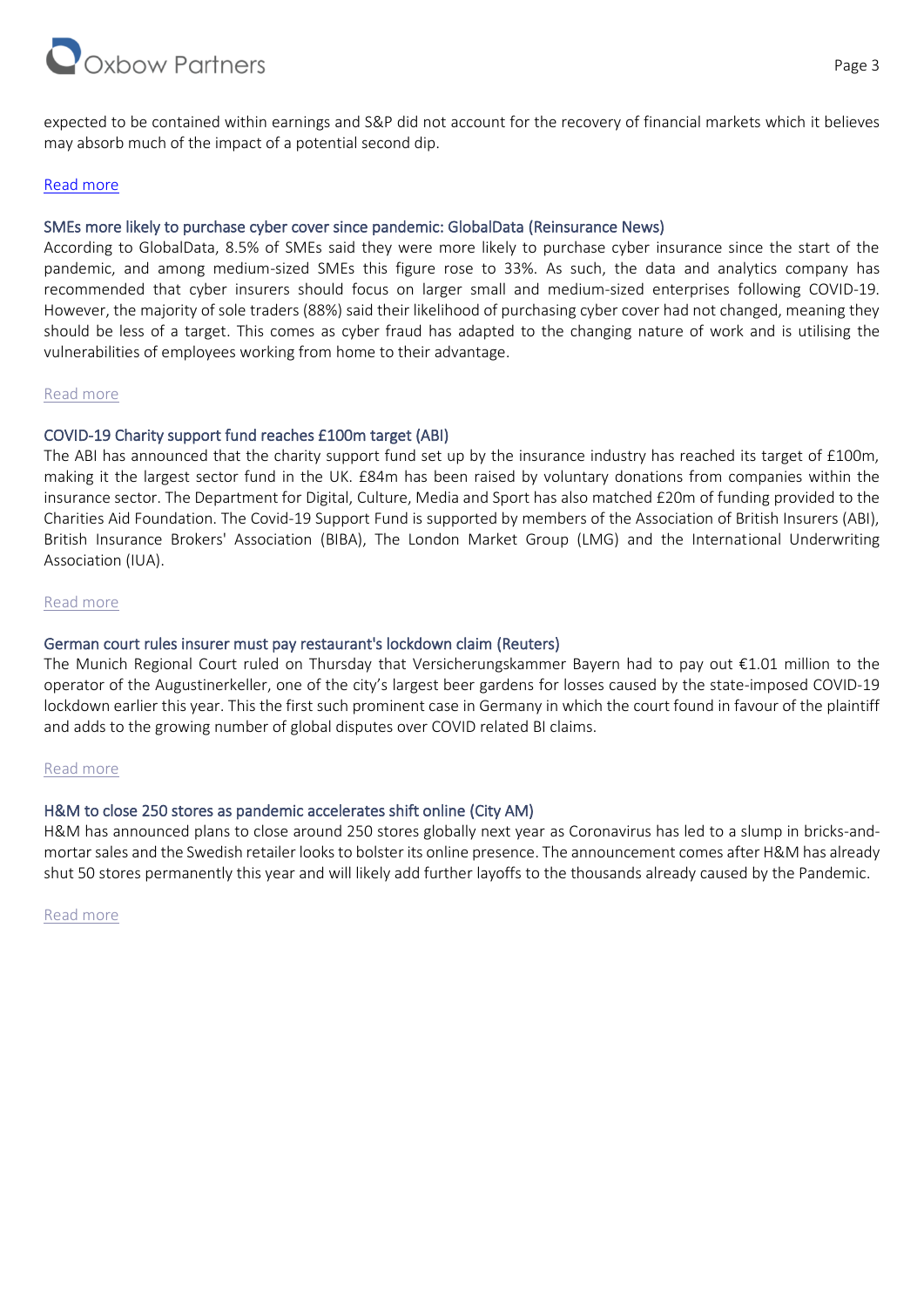expected to be contained within earnings and S&P did not account for the recovery of financial markets which it believes may absorb much of the impact of a potential second dip.

Read more

### SMEs more likely to purchase cyber cover since pandemic: GlobalData (Reinsurance News)

According to GlobalData, 8.5% of SMEs said they were more likely to purchase cyber insurance since the start of the pandemic, and among medium-sized SMEs this figure rose to 33%. As such, the data and analytics company has recommended that cyber insurers should focus on larger small and medium-sized enterprises following COVID-19. However, the majority of sole traders (88%) said their likelihood of purchasing cyber cover had not changed, meaning they should be less of a target. This comes as cyber fraud has adapted to the changing nature of work and is utilising the vulnerabilities of employees working from home to their advantage.

Read more

### COVID-19 Charity support fund reaches £100m target (ABI)

The ABI has announced that the charity support fund set up by the insurance industry has reached its target of £100m, making it the largest sector fund in the UK. £84m has been raised by voluntary donations from companies within the insurance sector. The Department for Digital, Culture, Media and Sport has also matched £20m of funding provided to the Charities Aid Foundation. The Covid-19 Support Fund is supported by members of the Association of British Insurers (ABI), British Insurance Brokers' Association (BIBA), The London Market Group (LMG) and the International Underwriting Association (IUA).

Read more

### German court rules insurer must pay restaurant's lockdown claim (Reuters)

The Munich Regional Court ruled on Thursday that Versicherungskammer Bayern had to pay out €1.01 million to the operator of the Augustinerkeller, one of the city's largest beer gardens for losses caused by the state-imposed COVID-19 lockdown earlier this year. This the first such prominent case in Germany in which the court found in favour of the plaintiff and adds to the growing number of global disputes over COVID related BI claims.

Read more

### H&M to close 250 stores as pandemic accelerates shift online (City AM)

H&M has announced plans to close around 250 stores globally next year as Coronavirus has led to a slump in bricks-and-mortar sales and the Swedish retailer looks to bolster its online presence. The announcement comes after H&M has already shut 50 stores permanently this year and will likely add further layoffs to the thousands already caused by the Pandemic.

Read more